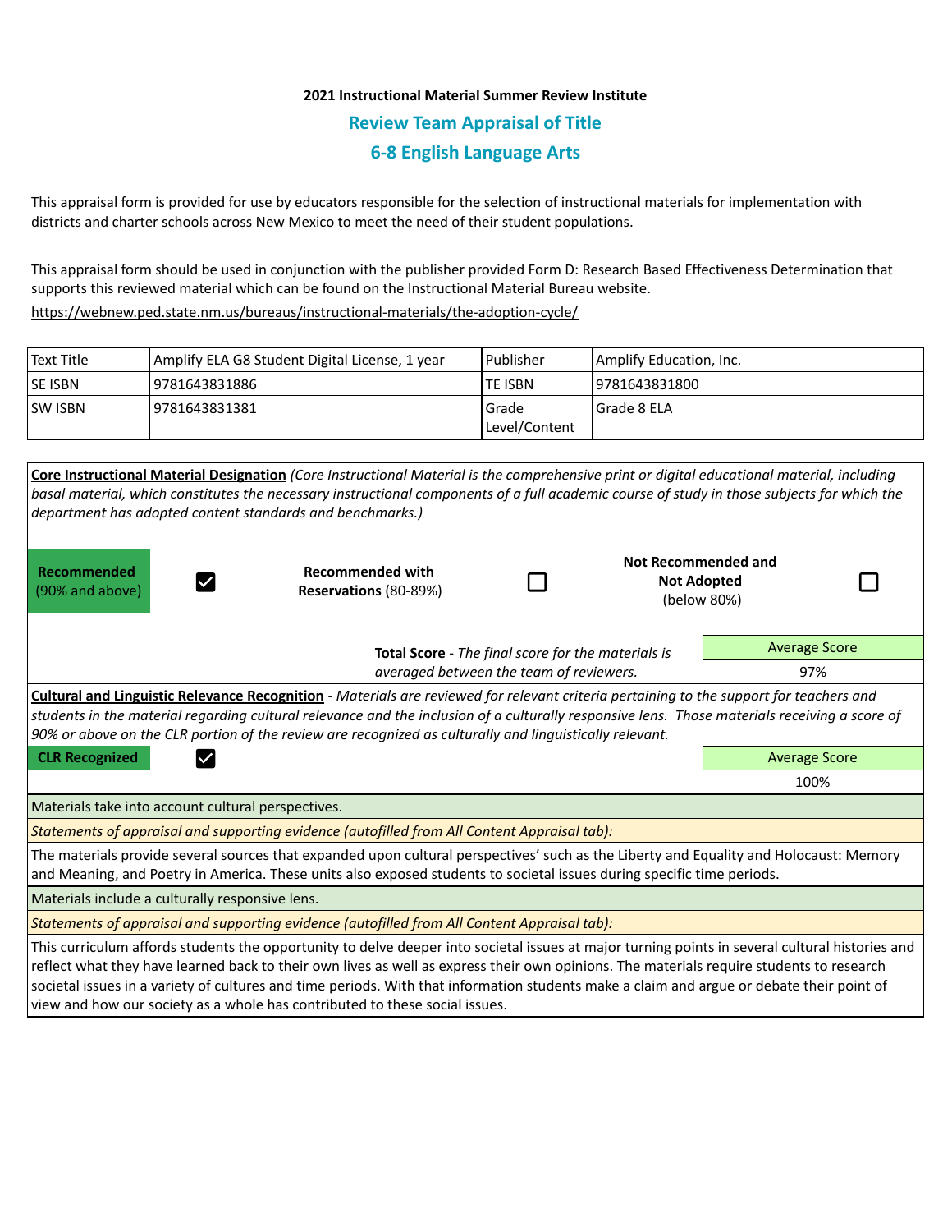**2021 Instructional Material Summer Review Institute**

## Review Team Appraisal of Title

## 6-8 English Language Arts

This appraisal form is provided for use by educators responsible for the selection of instructional materials for implementation with districts and charter schools across New Mexico to meet the need of their student populations.

This appraisal form should be used in conjunction with the publisher provided Form D: Research Based Effectiveness Determination that supports this reviewed material which can be found on the Instructional Material Bureau website.
https://webnew.ped.state.nm.us/bureaus/instructional-materials/the-adoption-cycle/

| Text Title | Amplify ELA G8 Student Digital License, 1 year | Publisher | Amplify Education, Inc. |
|---|---|---|---|
| SE ISBN | 9781643831886 | TE ISBN | 9781643831800 |
| SW ISBN | 9781643831381 | Grade Level/Content | Grade 8 ELA |

**Core Instructional Material Designation** *(Core Instructional Material is the comprehensive print or digital educational material, including basal material, which constitutes the necessary instructional components of a full academic course of study in those subjects for which the department has adopted content standards and benchmarks.)*

| Designation | Selected |
|---|---|
| **Recommended** (90% and above) | ☑ |
| **Recommended with Reservations** (80-89%) | ☐ |
| **Not Recommended and Not Adopted** (below 80%) | ☐ |

**Total Score** - *The final score for the materials is averaged between the team of reviewers.*

| Average Score |
|---|
| 97% |

**Cultural and Linguistic Relevance Recognition** - *Materials are reviewed for relevant criteria pertaining to the support for teachers and students in the material regarding cultural relevance and the inclusion of a culturally responsive lens. Those materials receiving a score of 90% or above on the CLR portion of the review are recognized as culturally and linguistically relevant.*

**CLR Recognized** ☑

| Average Score |
|---|
| 100% |

Materials take into account cultural perspectives.

*Statements of appraisal and supporting evidence (autofilled from All Content Appraisal tab):*

The materials provide several sources that expanded upon cultural perspectives' such as the Liberty and Equality and Holocaust: Memory and Meaning, and Poetry in America. These units also exposed students to societal issues during specific time periods.

Materials include a culturally responsive lens.

*Statements of appraisal and supporting evidence (autofilled from All Content Appraisal tab):*

This curriculum affords students the opportunity to delve deeper into societal issues at major turning points in several cultural histories and reflect what they have learned back to their own lives as well as express their own opinions. The materials require students to research societal issues in a variety of cultures and time periods. With that information students make a claim and argue or debate their point of view and how our society as a whole has contributed to these social issues.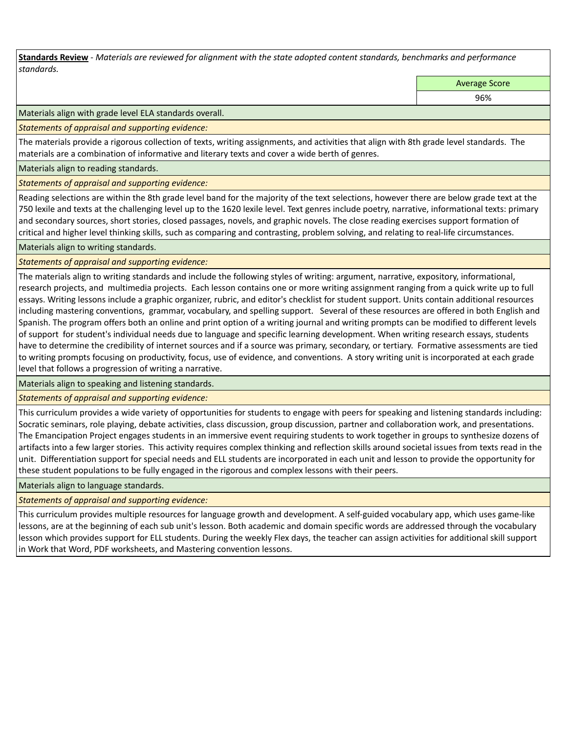**Standards Review** - *Materials are reviewed for alignment with the state adopted content standards, benchmarks and performance standards.*

| | Average Score |
|---|---|
| | 96% |

Materials align with grade level ELA standards overall.

*Statements of appraisal and supporting evidence:*

The materials provide a rigorous collection of texts, writing assignments, and activities that align with 8th grade level standards. The materials are a combination of informative and literary texts and cover a wide berth of genres.

Materials align to reading standards.

*Statements of appraisal and supporting evidence:*

Reading selections are within the 8th grade level band for the majority of the text selections, however there are below grade text at the 750 lexile and texts at the challenging level up to the 1620 lexile level. Text genres include poetry, narrative, informational texts: primary and secondary sources, short stories, closed passages, novels, and graphic novels. The close reading exercises support formation of critical and higher level thinking skills, such as comparing and contrasting, problem solving, and relating to real-life circumstances.

Materials align to writing standards.

*Statements of appraisal and supporting evidence:*

The materials align to writing standards and include the following styles of writing: argument, narrative, expository, informational, research projects, and multimedia projects. Each lesson contains one or more writing assignment ranging from a quick write up to full essays. Writing lessons include a graphic organizer, rubric, and editor's checklist for student support. Units contain additional resources including mastering conventions, grammar, vocabulary, and spelling support. Several of these resources are offered in both English and Spanish. The program offers both an online and print option of a writing journal and writing prompts can be modified to different levels of support for student's individual needs due to language and specific learning development. When writing research essays, students have to determine the credibility of internet sources and if a source was primary, secondary, or tertiary. Formative assessments are tied to writing prompts focusing on productivity, focus, use of evidence, and conventions. A story writing unit is incorporated at each grade level that follows a progression of writing a narrative.

Materials align to speaking and listening standards.

*Statements of appraisal and supporting evidence:*

This curriculum provides a wide variety of opportunities for students to engage with peers for speaking and listening standards including: Socratic seminars, role playing, debate activities, class discussion, group discussion, partner and collaboration work, and presentations. The Emancipation Project engages students in an immersive event requiring students to work together in groups to synthesize dozens of artifacts into a few larger stories. This activity requires complex thinking and reflection skills around societal issues from texts read in the unit. Differentiation support for special needs and ELL students are incorporated in each unit and lesson to provide the opportunity for these student populations to be fully engaged in the rigorous and complex lessons with their peers.

Materials align to language standards.

*Statements of appraisal and supporting evidence:*

This curriculum provides multiple resources for language growth and development. A self-guided vocabulary app, which uses game-like lessons, are at the beginning of each sub unit's lesson. Both academic and domain specific words are addressed through the vocabulary lesson which provides support for ELL students. During the weekly Flex days, the teacher can assign activities for additional skill support in Work that Word, PDF worksheets, and Mastering convention lessons.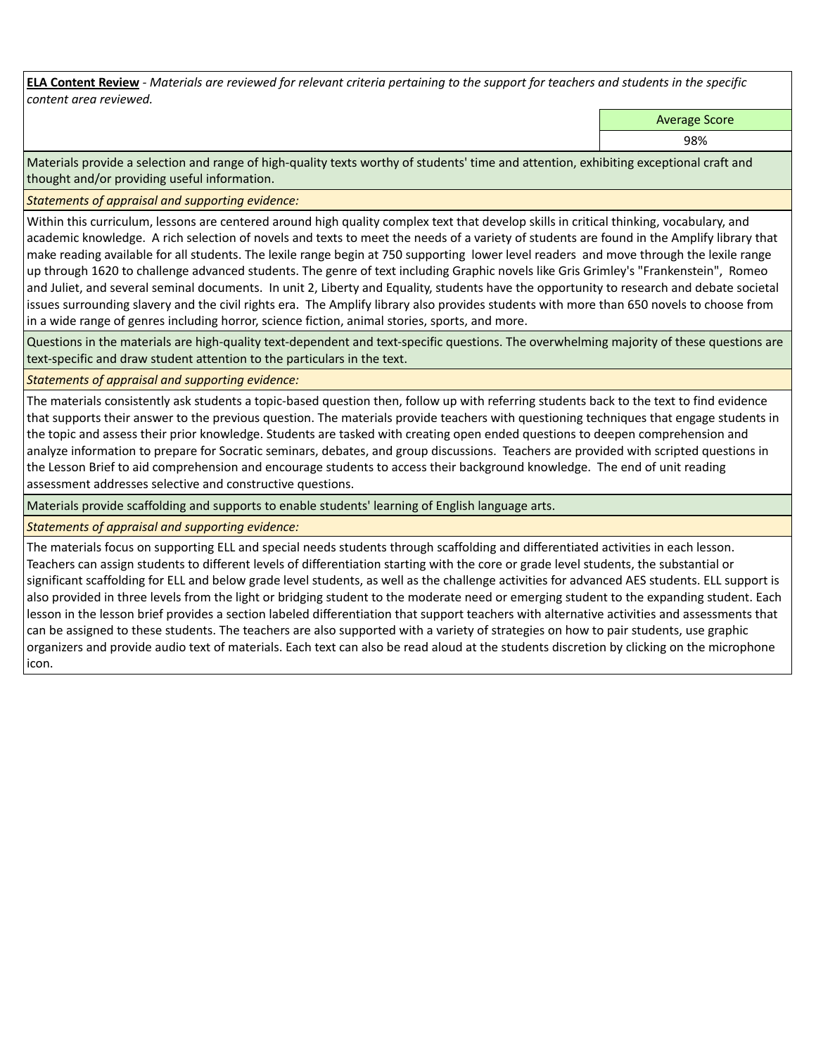**ELA Content Review** - *Materials are reviewed for relevant criteria pertaining to the support for teachers and students in the specific content area reviewed.*

| | Average Score |
|---|---|
| | 98% |

Materials provide a selection and range of high-quality texts worthy of students' time and attention, exhibiting exceptional craft and thought and/or providing useful information.

*Statements of appraisal and supporting evidence:*

Within this curriculum, lessons are centered around high quality complex text that develop skills in critical thinking, vocabulary, and academic knowledge. A rich selection of novels and texts to meet the needs of a variety of students are found in the Amplify library that make reading available for all students. The lexile range begin at 750 supporting lower level readers and move through the lexile range up through 1620 to challenge advanced students. The genre of text including Graphic novels like Gris Grimley's "Frankenstein", Romeo and Juliet, and several seminal documents. In unit 2, Liberty and Equality, students have the opportunity to research and debate societal issues surrounding slavery and the civil rights era. The Amplify library also provides students with more than 650 novels to choose from in a wide range of genres including horror, science fiction, animal stories, sports, and more.

Questions in the materials are high-quality text-dependent and text-specific questions. The overwhelming majority of these questions are text-specific and draw student attention to the particulars in the text.

*Statements of appraisal and supporting evidence:*

The materials consistently ask students a topic-based question then, follow up with referring students back to the text to find evidence that supports their answer to the previous question. The materials provide teachers with questioning techniques that engage students in the topic and assess their prior knowledge. Students are tasked with creating open ended questions to deepen comprehension and analyze information to prepare for Socratic seminars, debates, and group discussions. Teachers are provided with scripted questions in the Lesson Brief to aid comprehension and encourage students to access their background knowledge. The end of unit reading assessment addresses selective and constructive questions.

Materials provide scaffolding and supports to enable students' learning of English language arts.

*Statements of appraisal and supporting evidence:*

The materials focus on supporting ELL and special needs students through scaffolding and differentiated activities in each lesson. Teachers can assign students to different levels of differentiation starting with the core or grade level students, the substantial or significant scaffolding for ELL and below grade level students, as well as the challenge activities for advanced AES students. ELL support is also provided in three levels from the light or bridging student to the moderate need or emerging student to the expanding student. Each lesson in the lesson brief provides a section labeled differentiation that support teachers with alternative activities and assessments that can be assigned to these students. The teachers are also supported with a variety of strategies on how to pair students, use graphic organizers and provide audio text of materials. Each text can also be read aloud at the students discretion by clicking on the microphone icon.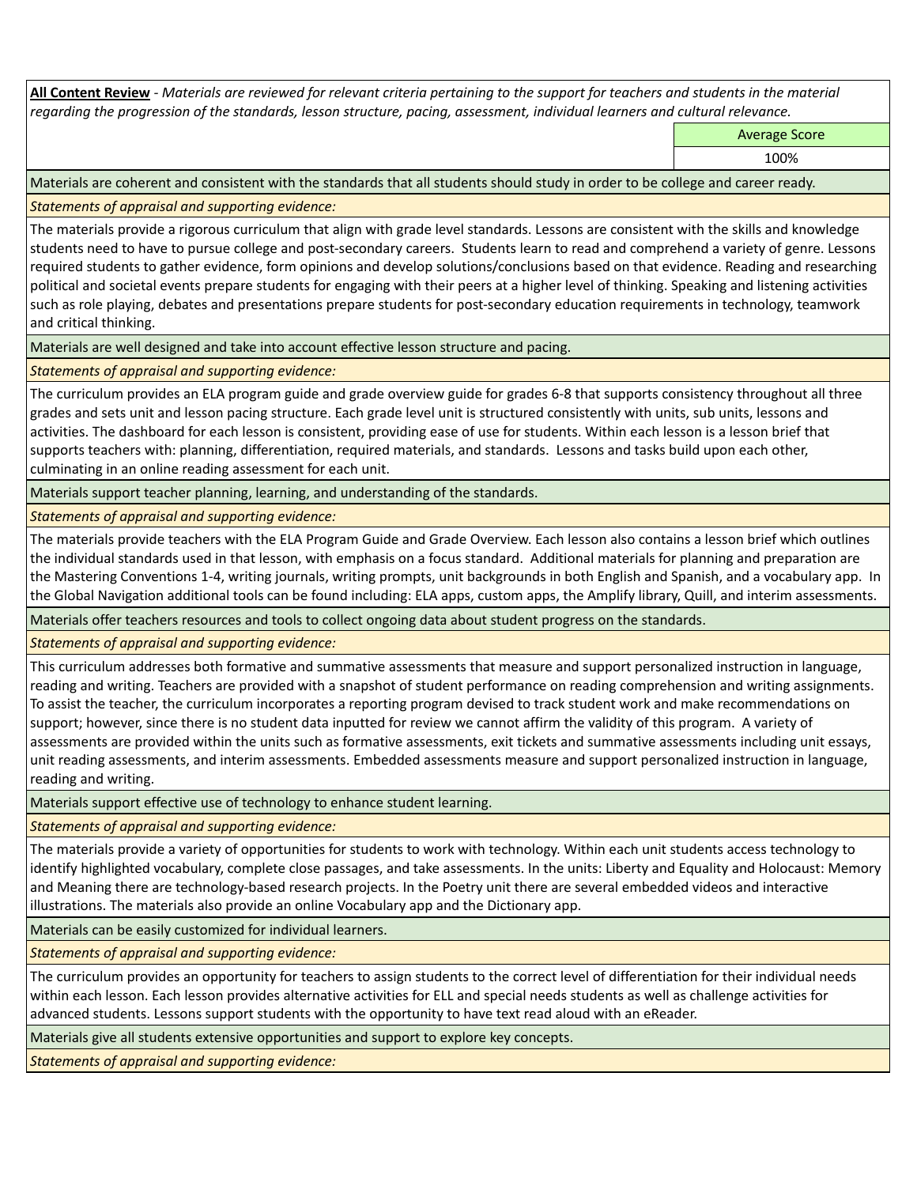**All Content Review** - *Materials are reviewed for relevant criteria pertaining to the support for teachers and students in the material regarding the progression of the standards, lesson structure, pacing, assessment, individual learners and cultural relevance.*

| | Average Score |
|---|---|
| | 100% |

Materials are coherent and consistent with the standards that all students should study in order to be college and career ready.

*Statements of appraisal and supporting evidence:*

The materials provide a rigorous curriculum that align with grade level standards. Lessons are consistent with the skills and knowledge students need to have to pursue college and post-secondary careers. Students learn to read and comprehend a variety of genre. Lessons required students to gather evidence, form opinions and develop solutions/conclusions based on that evidence. Reading and researching political and societal events prepare students for engaging with their peers at a higher level of thinking. Speaking and listening activities such as role playing, debates and presentations prepare students for post-secondary education requirements in technology, teamwork and critical thinking.

Materials are well designed and take into account effective lesson structure and pacing.

*Statements of appraisal and supporting evidence:*

The curriculum provides an ELA program guide and grade overview guide for grades 6-8 that supports consistency throughout all three grades and sets unit and lesson pacing structure. Each grade level unit is structured consistently with units, sub units, lessons and activities. The dashboard for each lesson is consistent, providing ease of use for students. Within each lesson is a lesson brief that supports teachers with: planning, differentiation, required materials, and standards. Lessons and tasks build upon each other, culminating in an online reading assessment for each unit.

Materials support teacher planning, learning, and understanding of the standards.

*Statements of appraisal and supporting evidence:*

The materials provide teachers with the ELA Program Guide and Grade Overview. Each lesson also contains a lesson brief which outlines the individual standards used in that lesson, with emphasis on a focus standard. Additional materials for planning and preparation are the Mastering Conventions 1-4, writing journals, writing prompts, unit backgrounds in both English and Spanish, and a vocabulary app. In the Global Navigation additional tools can be found including: ELA apps, custom apps, the Amplify library, Quill, and interim assessments.

Materials offer teachers resources and tools to collect ongoing data about student progress on the standards.

*Statements of appraisal and supporting evidence:*

This curriculum addresses both formative and summative assessments that measure and support personalized instruction in language, reading and writing. Teachers are provided with a snapshot of student performance on reading comprehension and writing assignments. To assist the teacher, the curriculum incorporates a reporting program devised to track student work and make recommendations on support; however, since there is no student data inputted for review we cannot affirm the validity of this program. A variety of assessments are provided within the units such as formative assessments, exit tickets and summative assessments including unit essays, unit reading assessments, and interim assessments. Embedded assessments measure and support personalized instruction in language, reading and writing.

Materials support effective use of technology to enhance student learning.

*Statements of appraisal and supporting evidence:*

The materials provide a variety of opportunities for students to work with technology. Within each unit students access technology to identify highlighted vocabulary, complete close passages, and take assessments. In the units: Liberty and Equality and Holocaust: Memory and Meaning there are technology-based research projects. In the Poetry unit there are several embedded videos and interactive illustrations. The materials also provide an online Vocabulary app and the Dictionary app.

Materials can be easily customized for individual learners.

*Statements of appraisal and supporting evidence:*

The curriculum provides an opportunity for teachers to assign students to the correct level of differentiation for their individual needs within each lesson. Each lesson provides alternative activities for ELL and special needs students as well as challenge activities for advanced students. Lessons support students with the opportunity to have text read aloud with an eReader.

Materials give all students extensive opportunities and support to explore key concepts.

*Statements of appraisal and supporting evidence:*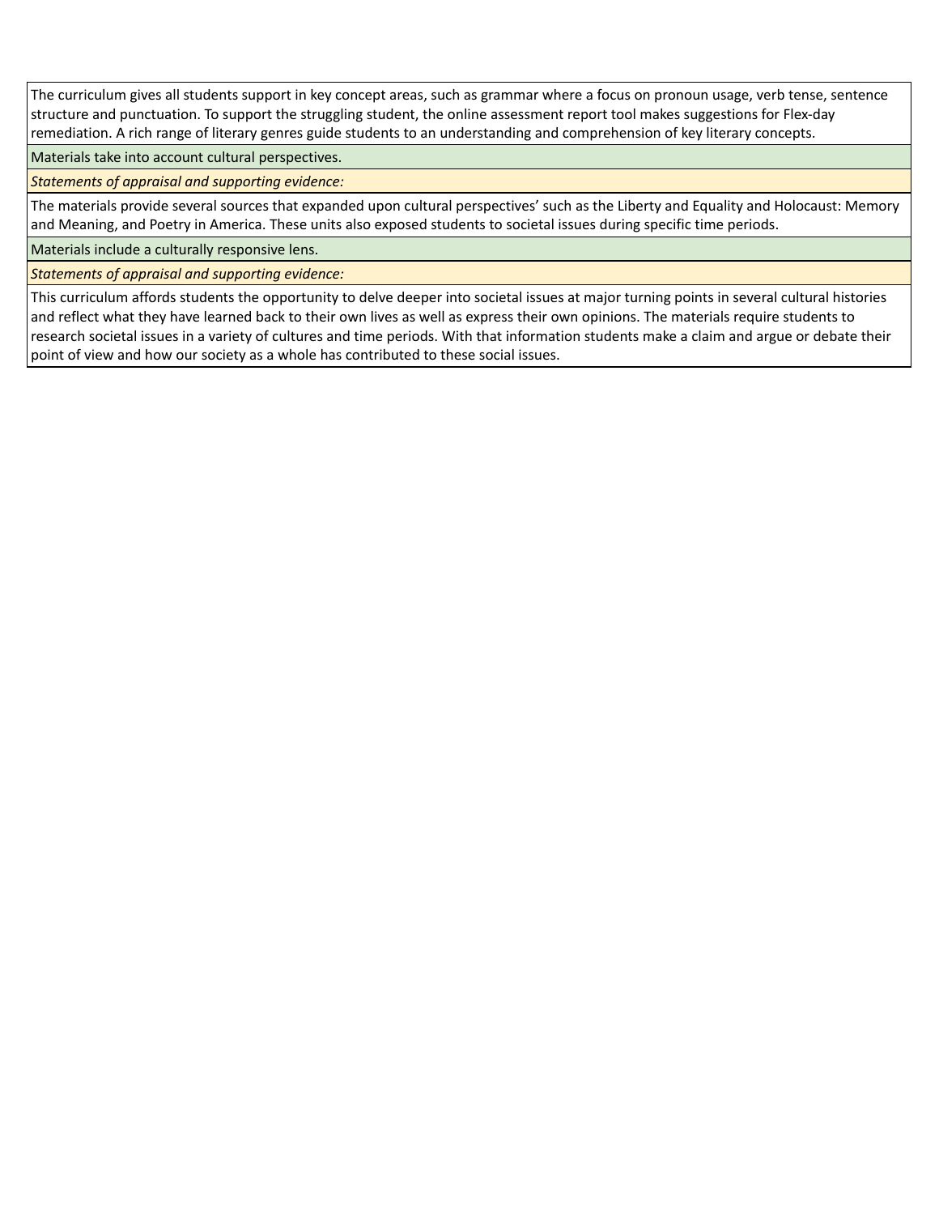| The curriculum gives all students support in key concept areas, such as grammar where a focus on pronoun usage, verb tense, sentence structure and punctuation. To support the struggling student, the online assessment report tool makes suggestions for Flex-day remediation. A rich range of literary genres guide students to an understanding and comprehension of key literary concepts. |
| --- |
| Materials take into account cultural perspectives. |
| *Statements of appraisal and supporting evidence:* |
| The materials provide several sources that expanded upon cultural perspectives' such as the Liberty and Equality and Holocaust: Memory and Meaning, and Poetry in America. These units also exposed students to societal issues during specific time periods. |
| Materials include a culturally responsive lens. |
| *Statements of appraisal and supporting evidence:* |
| This curriculum affords students the opportunity to delve deeper into societal issues at major turning points in several cultural histories and reflect what they have learned back to their own lives as well as express their own opinions. The materials require students to research societal issues in a variety of cultures and time periods. With that information students make a claim and argue or debate their point of view and how our society as a whole has contributed to these social issues. |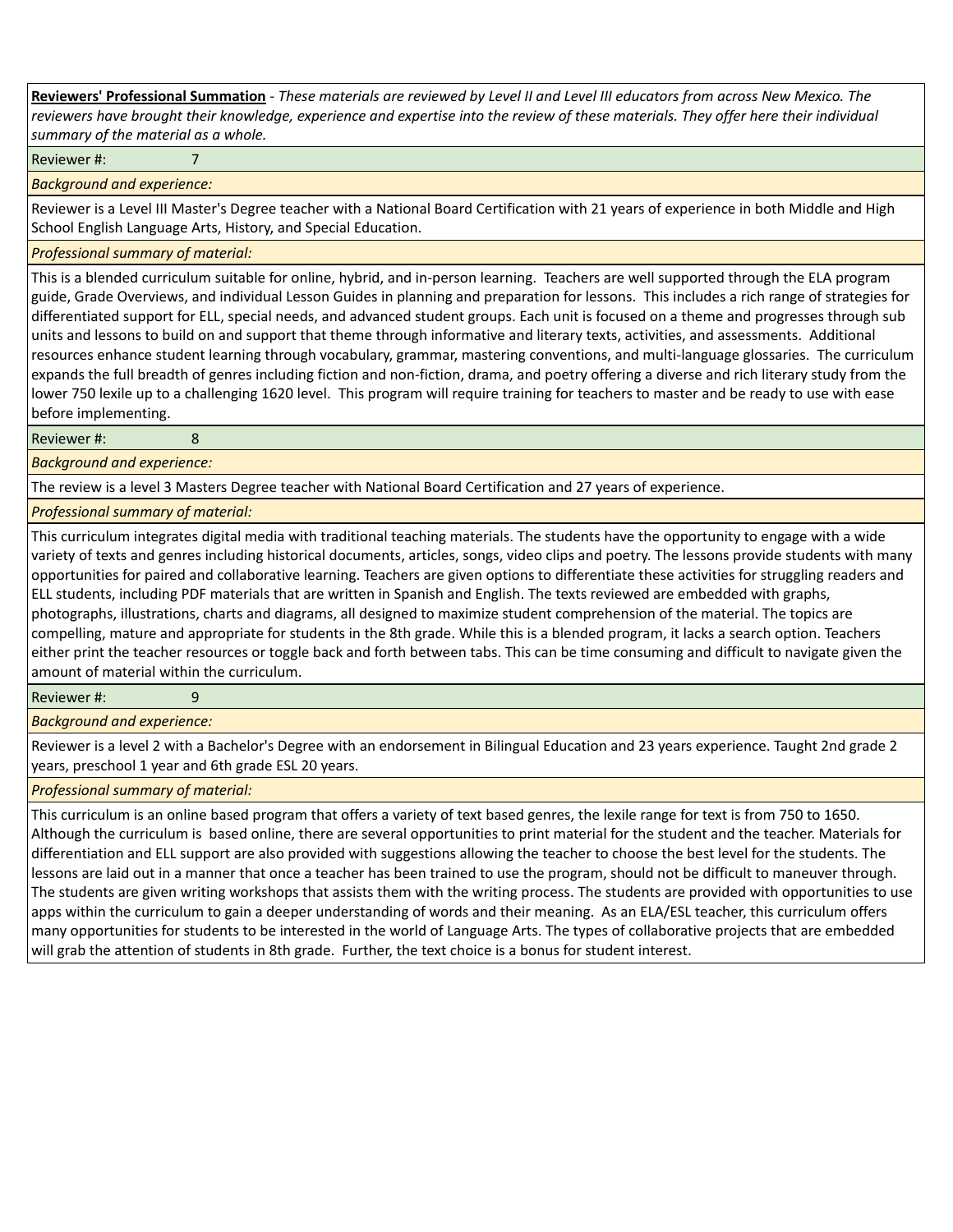**Reviewers' Professional Summation** - *These materials are reviewed by Level II and Level III educators from across New Mexico. The reviewers have brought their knowledge, experience and expertise into the review of these materials. They offer here their individual summary of the material as a whole.*

Reviewer #: 7

*Background and experience:*

Reviewer is a Level III Master's Degree teacher with a National Board Certification with 21 years of experience in both Middle and High School English Language Arts, History, and Special Education.

*Professional summary of material:*

This is a blended curriculum suitable for online, hybrid, and in-person learning. Teachers are well supported through the ELA program guide, Grade Overviews, and individual Lesson Guides in planning and preparation for lessons. This includes a rich range of strategies for differentiated support for ELL, special needs, and advanced student groups. Each unit is focused on a theme and progresses through sub units and lessons to build on and support that theme through informative and literary texts, activities, and assessments. Additional resources enhance student learning through vocabulary, grammar, mastering conventions, and multi-language glossaries. The curriculum expands the full breadth of genres including fiction and non-fiction, drama, and poetry offering a diverse and rich literary study from the lower 750 lexile up to a challenging 1620 level. This program will require training for teachers to master and be ready to use with ease before implementing.

Reviewer #: 8

*Background and experience:*

The review is a level 3 Masters Degree teacher with National Board Certification and 27 years of experience.

*Professional summary of material:*

This curriculum integrates digital media with traditional teaching materials. The students have the opportunity to engage with a wide variety of texts and genres including historical documents, articles, songs, video clips and poetry. The lessons provide students with many opportunities for paired and collaborative learning. Teachers are given options to differentiate these activities for struggling readers and ELL students, including PDF materials that are written in Spanish and English. The texts reviewed are embedded with graphs, photographs, illustrations, charts and diagrams, all designed to maximize student comprehension of the material. The topics are compelling, mature and appropriate for students in the 8th grade. While this is a blended program, it lacks a search option. Teachers either print the teacher resources or toggle back and forth between tabs. This can be time consuming and difficult to navigate given the amount of material within the curriculum.

Reviewer #: 9

*Background and experience:*

Reviewer is a level 2 with a Bachelor's Degree with an endorsement in Bilingual Education and 23 years experience. Taught 2nd grade 2 years, preschool 1 year and 6th grade ESL 20 years.

*Professional summary of material:*

This curriculum is an online based program that offers a variety of text based genres, the lexile range for text is from 750 to 1650. Although the curriculum is based online, there are several opportunities to print material for the student and the teacher. Materials for differentiation and ELL support are also provided with suggestions allowing the teacher to choose the best level for the students. The lessons are laid out in a manner that once a teacher has been trained to use the program, should not be difficult to maneuver through. The students are given writing workshops that assists them with the writing process. The students are provided with opportunities to use apps within the curriculum to gain a deeper understanding of words and their meaning. As an ELA/ESL teacher, this curriculum offers many opportunities for students to be interested in the world of Language Arts. The types of collaborative projects that are embedded will grab the attention of students in 8th grade. Further, the text choice is a bonus for student interest.